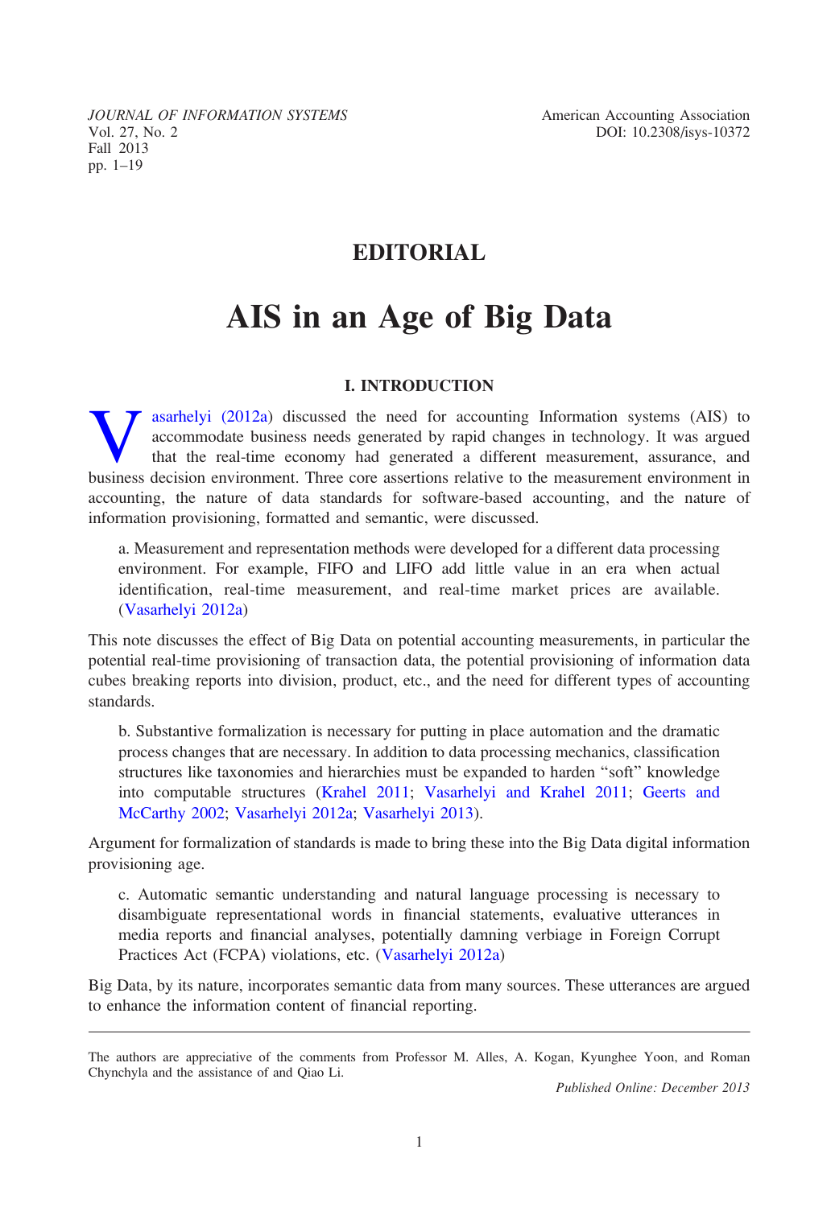# EDITORIAL

# AIS in an Age of Big Data

## I. INTRODUCTION

Vasarhelyi (2012a) discussed the need for accounting Information systems (AIS) to accommodate business needs generated by rapid changes in technology. It was argued that the real-time economy had generated a different measurement, assurance, and business decision environment. Three core assertions relative to the measurement environment in accounting, the nature of data standards for software-based accounting, and the nature of information provisioning, formatted and semantic, were discussed.

> a. Measurement and representation methods were developed for a different data processing environment. For example, FIFO and LIFO add little value in an era when actual identification, real-time measurement, and real-time market prices are available. (Vasarhelyi 2012a)

This note discusses the effect of Big Data on potential accounting measurements, in particular the potential real-time provisioning of transaction data, the potential provisioning of information data cubes breaking reports into division, product, etc., and the need for different types of accounting standards.

> b. Substantive formalization is necessary for putting in place automation and the dramatic process changes that are necessary. In addition to data processing mechanics, classification structures like taxonomies and hierarchies must be expanded to harden "soft" knowledge into computable structures (Krahel 2011; Vasarhelyi and Krahel 2011; Geerts and McCarthy 2002; Vasarhelyi 2012a; Vasarhelyi 2013).

Argument for formalization of standards is made to bring these into the Big Data digital information provisioning age.

> c. Automatic semantic understanding and natural language processing is necessary to disambiguate representational words in financial statements, evaluative utterances in media reports and financial analyses, potentially damning verbiage in Foreign Corrupt Practices Act (FCPA) violations, etc. (Vasarhelyi 2012a)

Big Data, by its nature, incorporates semantic data from many sources. These utterances are argued to enhance the information content of financial reporting.

---

The authors are appreciative of the comments from Professor M. Alles, A. Kogan, Kyunghee Yoon, and Roman Chynchyla and the assistance of and Qiao Li.

*Published Online: December 2013*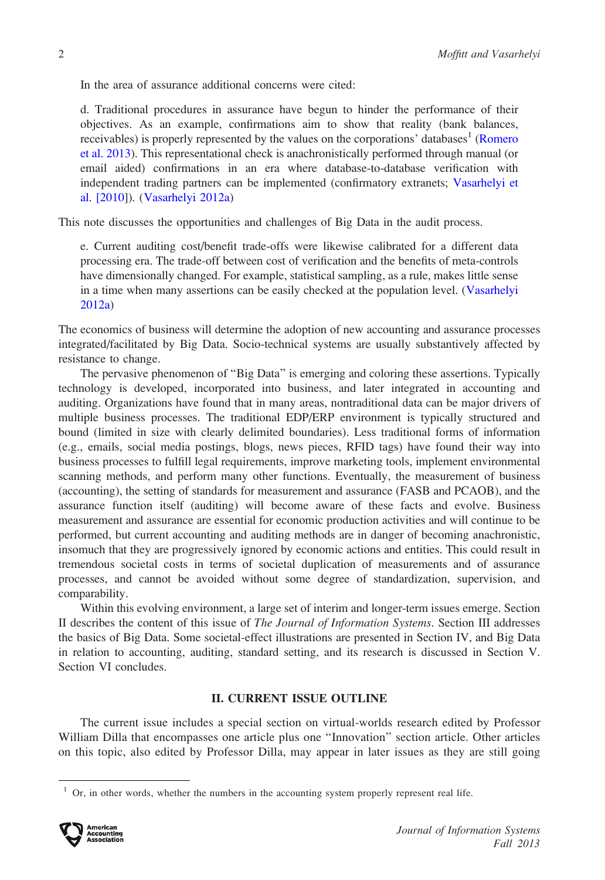In the area of assurance additional concerns were cited:

> d. Traditional procedures in assurance have begun to hinder the performance of their objectives. As an example, confirmations aim to show that reality (bank balances, receivables) is properly represented by the values on the corporations' databases[1] (Romero et al. 2013). This representational check is anachronistically performed through manual (or email aided) confirmations in an era where database-to-database verification with independent trading partners can be implemented (confirmatory extranets; Vasarhelyi et al. [2010]). (Vasarhelyi 2012a)

This note discusses the opportunities and challenges of Big Data in the audit process.

> e. Current auditing cost/benefit trade-offs were likewise calibrated for a different data processing era. The trade-off between cost of verification and the benefits of meta-controls have dimensionally changed. For example, statistical sampling, as a rule, makes little sense in a time when many assertions can be easily checked at the population level. (Vasarhelyi 2012a)

The economics of business will determine the adoption of new accounting and assurance processes integrated/facilitated by Big Data. Socio-technical systems are usually substantively affected by resistance to change.

The pervasive phenomenon of "Big Data" is emerging and coloring these assertions. Typically technology is developed, incorporated into business, and later integrated in accounting and auditing. Organizations have found that in many areas, nontraditional data can be major drivers of multiple business processes. The traditional EDP/ERP environment is typically structured and bound (limited in size with clearly delimited boundaries). Less traditional forms of information (e.g., emails, social media postings, blogs, news pieces, RFID tags) have found their way into business processes to fulfill legal requirements, improve marketing tools, implement environmental scanning methods, and perform many other functions. Eventually, the measurement of business (accounting), the setting of standards for measurement and assurance (FASB and PCAOB), and the assurance function itself (auditing) will become aware of these facts and evolve. Business measurement and assurance are essential for economic production activities and will continue to be performed, but current accounting and auditing methods are in danger of becoming anachronistic, insomuch that they are progressively ignored by economic actions and entities. This could result in tremendous societal costs in terms of societal duplication of measurements and of assurance processes, and cannot be avoided without some degree of standardization, supervision, and comparability.

Within this evolving environment, a large set of interim and longer-term issues emerge. Section II describes the content of this issue of *The Journal of Information Systems*. Section III addresses the basics of Big Data. Some societal-effect illustrations are presented in Section IV, and Big Data in relation to accounting, auditing, standard setting, and its research is discussed in Section V. Section VI concludes.

## II. CURRENT ISSUE OUTLINE

The current issue includes a special section on virtual-worlds research edited by Professor William Dilla that encompasses one article plus one "Innovation" section article. Other articles on this topic, also edited by Professor Dilla, may appear in later issues as they are still going

[1] Or, in other words, whether the numbers in the accounting system properly represent real life.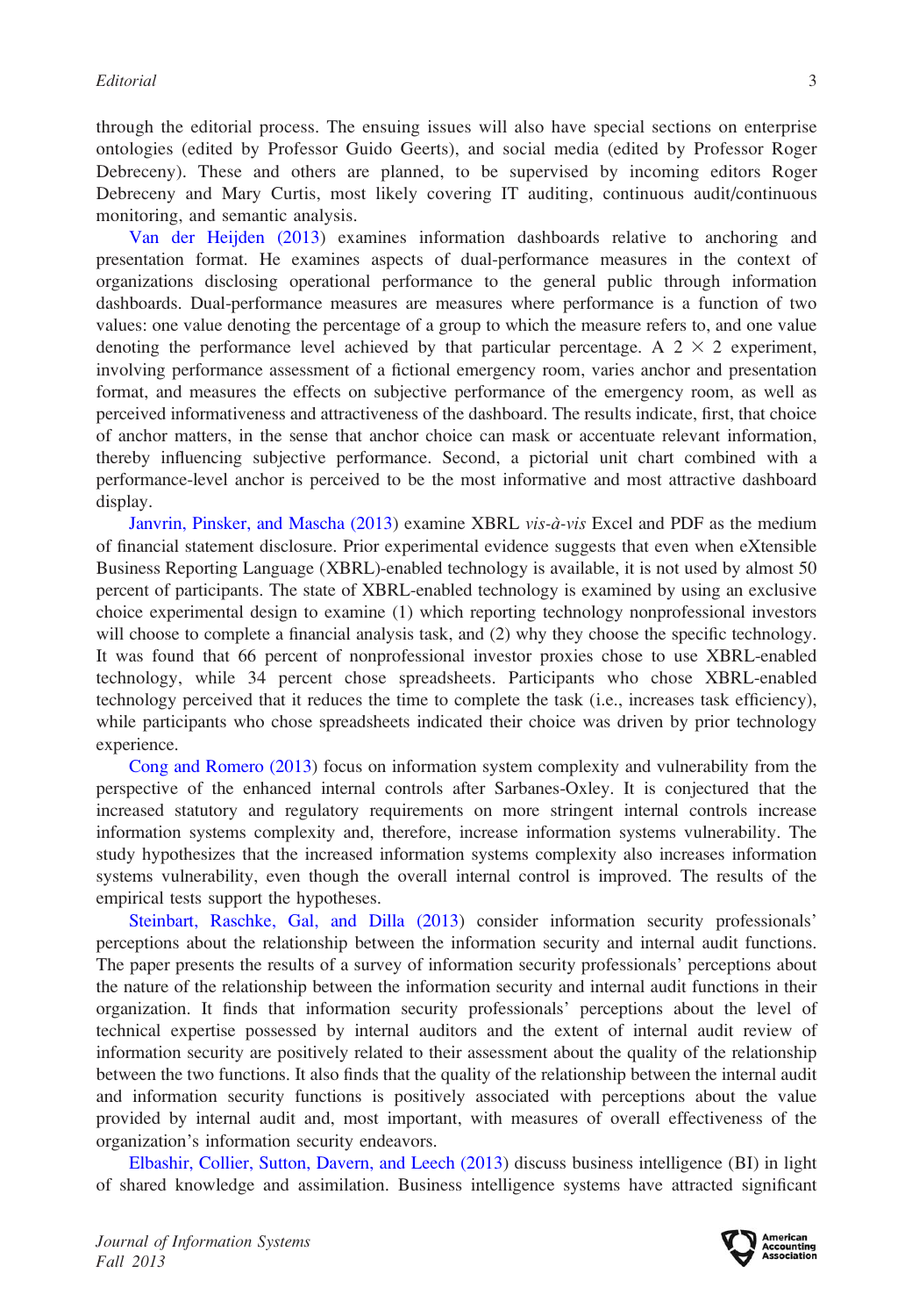through the editorial process. The ensuing issues will also have special sections on enterprise ontologies (edited by Professor Guido Geerts), and social media (edited by Professor Roger Debreceny). These and others are planned, to be supervised by incoming editors Roger Debreceny and Mary Curtis, most likely covering IT auditing, continuous audit/continuous monitoring, and semantic analysis.

Van der Heijden (2013) examines information dashboards relative to anchoring and presentation format. He examines aspects of dual-performance measures in the context of organizations disclosing operational performance to the general public through information dashboards. Dual-performance measures are measures where performance is a function of two values: one value denoting the percentage of a group to which the measure refers to, and one value denoting the performance level achieved by that particular percentage. A $2 \times 2$ experiment, involving performance assessment of a fictional emergency room, varies anchor and presentation format, and measures the effects on subjective performance of the emergency room, as well as perceived informativeness and attractiveness of the dashboard. The results indicate, first, that choice of anchor matters, in the sense that anchor choice can mask or accentuate relevant information, thereby influencing subjective performance. Second, a pictorial unit chart combined with a performance-level anchor is perceived to be the most informative and most attractive dashboard display.

Janvrin, Pinsker, and Mascha (2013) examine XBRL *vis-à-vis* Excel and PDF as the medium of financial statement disclosure. Prior experimental evidence suggests that even when eXtensible Business Reporting Language (XBRL)-enabled technology is available, it is not used by almost 50 percent of participants. The state of XBRL-enabled technology is examined by using an exclusive choice experimental design to examine (1) which reporting technology nonprofessional investors will choose to complete a financial analysis task, and (2) why they choose the specific technology. It was found that 66 percent of nonprofessional investor proxies chose to use XBRL-enabled technology, while 34 percent chose spreadsheets. Participants who chose XBRL-enabled technology perceived that it reduces the time to complete the task (i.e., increases task efficiency), while participants who chose spreadsheets indicated their choice was driven by prior technology experience.

Cong and Romero (2013) focus on information system complexity and vulnerability from the perspective of the enhanced internal controls after Sarbanes-Oxley. It is conjectured that the increased statutory and regulatory requirements on more stringent internal controls increase information systems complexity and, therefore, increase information systems vulnerability. The study hypothesizes that the increased information systems complexity also increases information systems vulnerability, even though the overall internal control is improved. The results of the empirical tests support the hypotheses.

Steinbart, Raschke, Gal, and Dilla (2013) consider information security professionals' perceptions about the relationship between the information security and internal audit functions. The paper presents the results of a survey of information security professionals' perceptions about the nature of the relationship between the information security and internal audit functions in their organization. It finds that information security professionals' perceptions about the level of technical expertise possessed by internal auditors and the extent of internal audit review of information security are positively related to their assessment about the quality of the relationship between the two functions. It also finds that the quality of the relationship between the internal audit and information security functions is positively associated with perceptions about the value provided by internal audit and, most important, with measures of overall effectiveness of the organization's information security endeavors.

Elbashir, Collier, Sutton, Davern, and Leech (2013) discuss business intelligence (BI) in light of shared knowledge and assimilation. Business intelligence systems have attracted significant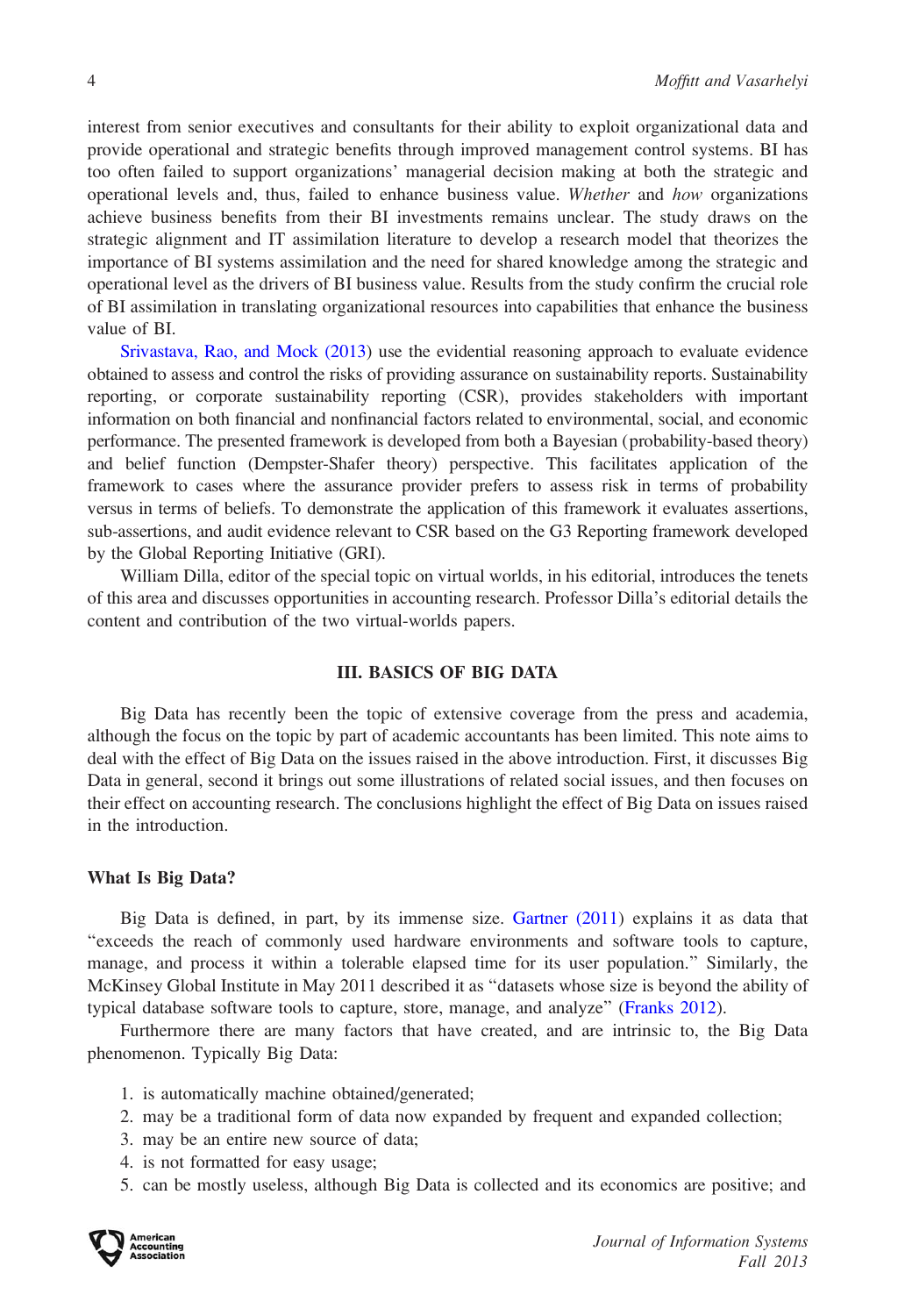interest from senior executives and consultants for their ability to exploit organizational data and provide operational and strategic benefits through improved management control systems. BI has too often failed to support organizations' managerial decision making at both the strategic and operational levels and, thus, failed to enhance business value. *Whether* and *how* organizations achieve business benefits from their BI investments remains unclear. The study draws on the strategic alignment and IT assimilation literature to develop a research model that theorizes the importance of BI systems assimilation and the need for shared knowledge among the strategic and operational level as the drivers of BI business value. Results from the study confirm the crucial role of BI assimilation in translating organizational resources into capabilities that enhance the business value of BI.

Srivastava, Rao, and Mock (2013) use the evidential reasoning approach to evaluate evidence obtained to assess and control the risks of providing assurance on sustainability reports. Sustainability reporting, or corporate sustainability reporting (CSR), provides stakeholders with important information on both financial and nonfinancial factors related to environmental, social, and economic performance. The presented framework is developed from both a Bayesian (probability-based theory) and belief function (Dempster-Shafer theory) perspective. This facilitates application of the framework to cases where the assurance provider prefers to assess risk in terms of probability versus in terms of beliefs. To demonstrate the application of this framework it evaluates assertions, sub-assertions, and audit evidence relevant to CSR based on the G3 Reporting framework developed by the Global Reporting Initiative (GRI).

William Dilla, editor of the special topic on virtual worlds, in his editorial, introduces the tenets of this area and discusses opportunities in accounting research. Professor Dilla's editorial details the content and contribution of the two virtual-worlds papers.

## III. BASICS OF BIG DATA

Big Data has recently been the topic of extensive coverage from the press and academia, although the focus on the topic by part of academic accountants has been limited. This note aims to deal with the effect of Big Data on the issues raised in the above introduction. First, it discusses Big Data in general, second it brings out some illustrations of related social issues, and then focuses on their effect on accounting research. The conclusions highlight the effect of Big Data on issues raised in the introduction.

### What Is Big Data?

Big Data is defined, in part, by its immense size. Gartner (2011) explains it as data that "exceeds the reach of commonly used hardware environments and software tools to capture, manage, and process it within a tolerable elapsed time for its user population." Similarly, the McKinsey Global Institute in May 2011 described it as "datasets whose size is beyond the ability of typical database software tools to capture, store, manage, and analyze" (Franks 2012).

Furthermore there are many factors that have created, and are intrinsic to, the Big Data phenomenon. Typically Big Data:

1. is automatically machine obtained/generated;
2. may be a traditional form of data now expanded by frequent and expanded collection;
3. may be an entire new source of data;
4. is not formatted for easy usage;
5. can be mostly useless, although Big Data is collected and its economics are positive; and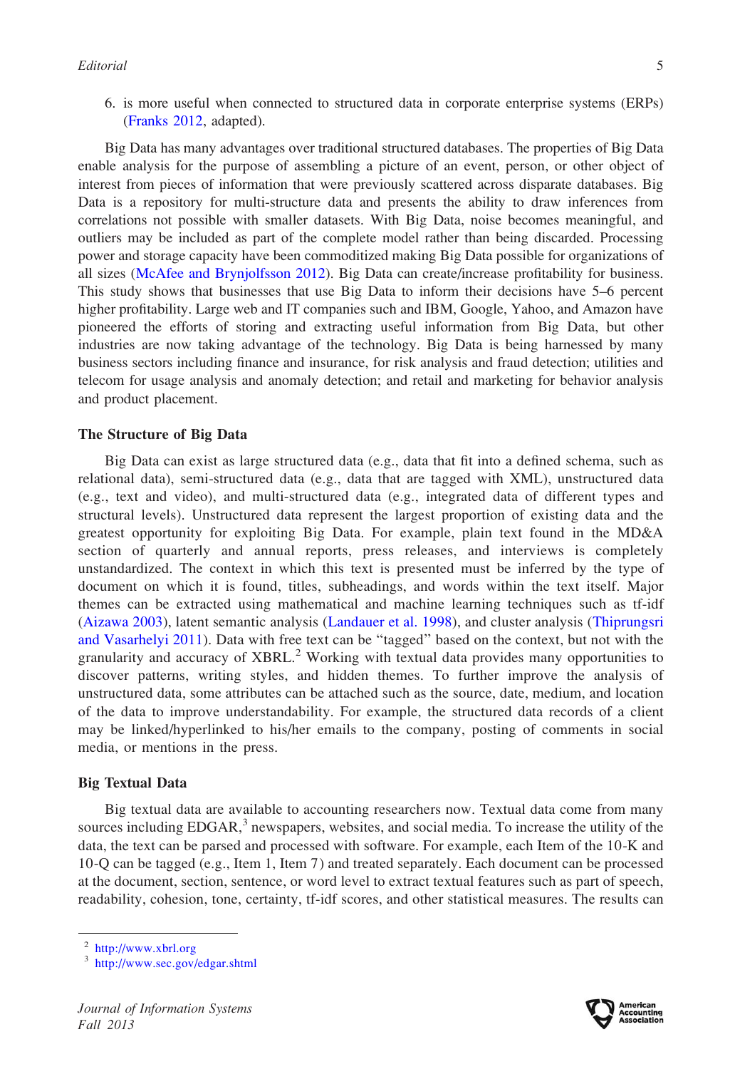6. is more useful when connected to structured data in corporate enterprise systems (ERPs) (Franks 2012, adapted).

Big Data has many advantages over traditional structured databases. The properties of Big Data enable analysis for the purpose of assembling a picture of an event, person, or other object of interest from pieces of information that were previously scattered across disparate databases. Big Data is a repository for multi-structure data and presents the ability to draw inferences from correlations not possible with smaller datasets. With Big Data, noise becomes meaningful, and outliers may be included as part of the complete model rather than being discarded. Processing power and storage capacity have been commoditized making Big Data possible for organizations of all sizes (McAfee and Brynjolfsson 2012). Big Data can create/increase profitability for business. This study shows that businesses that use Big Data to inform their decisions have 5–6 percent higher profitability. Large web and IT companies such and IBM, Google, Yahoo, and Amazon have pioneered the efforts of storing and extracting useful information from Big Data, but other industries are now taking advantage of the technology. Big Data is being harnessed by many business sectors including finance and insurance, for risk analysis and fraud detection; utilities and telecom for usage analysis and anomaly detection; and retail and marketing for behavior analysis and product placement.

### The Structure of Big Data

Big Data can exist as large structured data (e.g., data that fit into a defined schema, such as relational data), semi-structured data (e.g., data that are tagged with XML), unstructured data (e.g., text and video), and multi-structured data (e.g., integrated data of different types and structural levels). Unstructured data represent the largest proportion of existing data and the greatest opportunity for exploiting Big Data. For example, plain text found in the MD&A section of quarterly and annual reports, press releases, and interviews is completely unstandardized. The context in which this text is presented must be inferred by the type of document on which it is found, titles, subheadings, and words within the text itself. Major themes can be extracted using mathematical and machine learning techniques such as tf-idf (Aizawa 2003), latent semantic analysis (Landauer et al. 1998), and cluster analysis (Thiprungsri and Vasarhelyi 2011). Data with free text can be "tagged" based on the context, but not with the granularity and accuracy of XBRL.[2] Working with textual data provides many opportunities to discover patterns, writing styles, and hidden themes. To further improve the analysis of unstructured data, some attributes can be attached such as the source, date, medium, and location of the data to improve understandability. For example, the structured data records of a client may be linked/hyperlinked to his/her emails to the company, posting of comments in social media, or mentions in the press.

### Big Textual Data

Big textual data are available to accounting researchers now. Textual data come from many sources including EDGAR,[3] newspapers, websites, and social media. To increase the utility of the data, the text can be parsed and processed with software. For example, each Item of the 10-K and 10-Q can be tagged (e.g., Item 1, Item 7) and treated separately. Each document can be processed at the document, section, sentence, or word level to extract textual features such as part of speech, readability, cohesion, tone, certainty, tf-idf scores, and other statistical measures. The results can

[2] http://www.xbrl.org

[3] http://www.sec.gov/edgar.shtml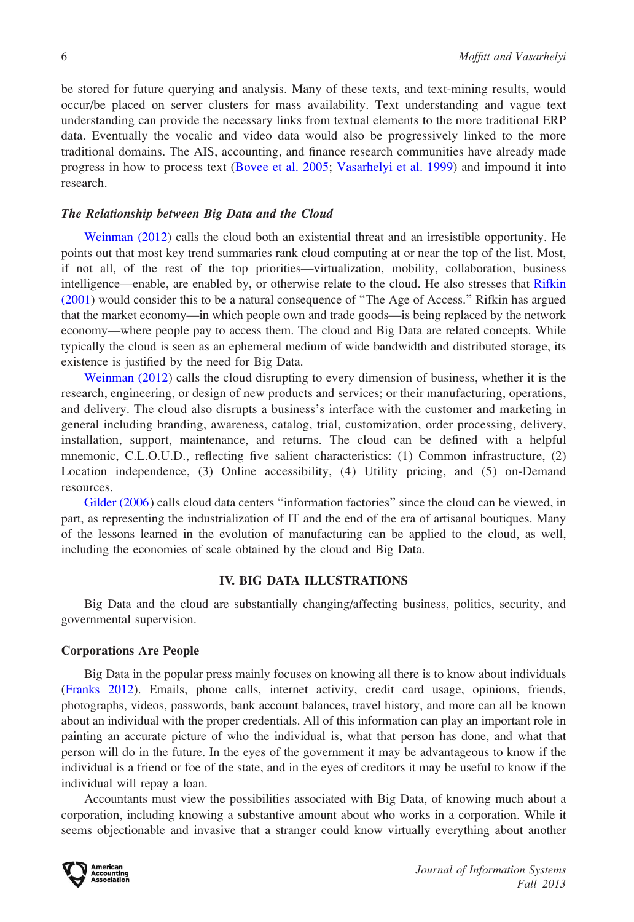be stored for future querying and analysis. Many of these texts, and text-mining results, would occur/be placed on server clusters for mass availability. Text understanding and vague text understanding can provide the necessary links from textual elements to the more traditional ERP data. Eventually the vocalic and video data would also be progressively linked to the more traditional domains. The AIS, accounting, and finance research communities have already made progress in how to process text (Bovee et al. 2005; Vasarhelyi et al. 1999) and impound it into research.

### *The Relationship between Big Data and the Cloud*

Weinman (2012) calls the cloud both an existential threat and an irresistible opportunity. He points out that most key trend summaries rank cloud computing at or near the top of the list. Most, if not all, of the rest of the top priorities—virtualization, mobility, collaboration, business intelligence—enable, are enabled by, or otherwise relate to the cloud. He also stresses that Rifkin (2001) would consider this to be a natural consequence of "The Age of Access." Rifkin has argued that the market economy—in which people own and trade goods—is being replaced by the network economy—where people pay to access them. The cloud and Big Data are related concepts. While typically the cloud is seen as an ephemeral medium of wide bandwidth and distributed storage, its existence is justified by the need for Big Data.

Weinman (2012) calls the cloud disrupting to every dimension of business, whether it is the research, engineering, or design of new products and services; or their manufacturing, operations, and delivery. The cloud also disrupts a business's interface with the customer and marketing in general including branding, awareness, catalog, trial, customization, order processing, delivery, installation, support, maintenance, and returns. The cloud can be defined with a helpful mnemonic, C.L.O.U.D., reflecting five salient characteristics: (1) Common infrastructure, (2) Location independence, (3) Online accessibility, (4) Utility pricing, and (5) on-Demand resources.

Gilder (2006) calls cloud data centers "information factories" since the cloud can be viewed, in part, as representing the industrialization of IT and the end of the era of artisanal boutiques. Many of the lessons learned in the evolution of manufacturing can be applied to the cloud, as well, including the economies of scale obtained by the cloud and Big Data.

## IV. BIG DATA ILLUSTRATIONS

Big Data and the cloud are substantially changing/affecting business, politics, security, and governmental supervision.

### Corporations Are People

Big Data in the popular press mainly focuses on knowing all there is to know about individuals (Franks 2012). Emails, phone calls, internet activity, credit card usage, opinions, friends, photographs, videos, passwords, bank account balances, travel history, and more can all be known about an individual with the proper credentials. All of this information can play an important role in painting an accurate picture of who the individual is, what that person has done, and what that person will do in the future. In the eyes of the government it may be advantageous to know if the individual is a friend or foe of the state, and in the eyes of creditors it may be useful to know if the individual will repay a loan.

Accountants must view the possibilities associated with Big Data, of knowing much about a corporation, including knowing a substantive amount about who works in a corporation. While it seems objectionable and invasive that a stranger could know virtually everything about another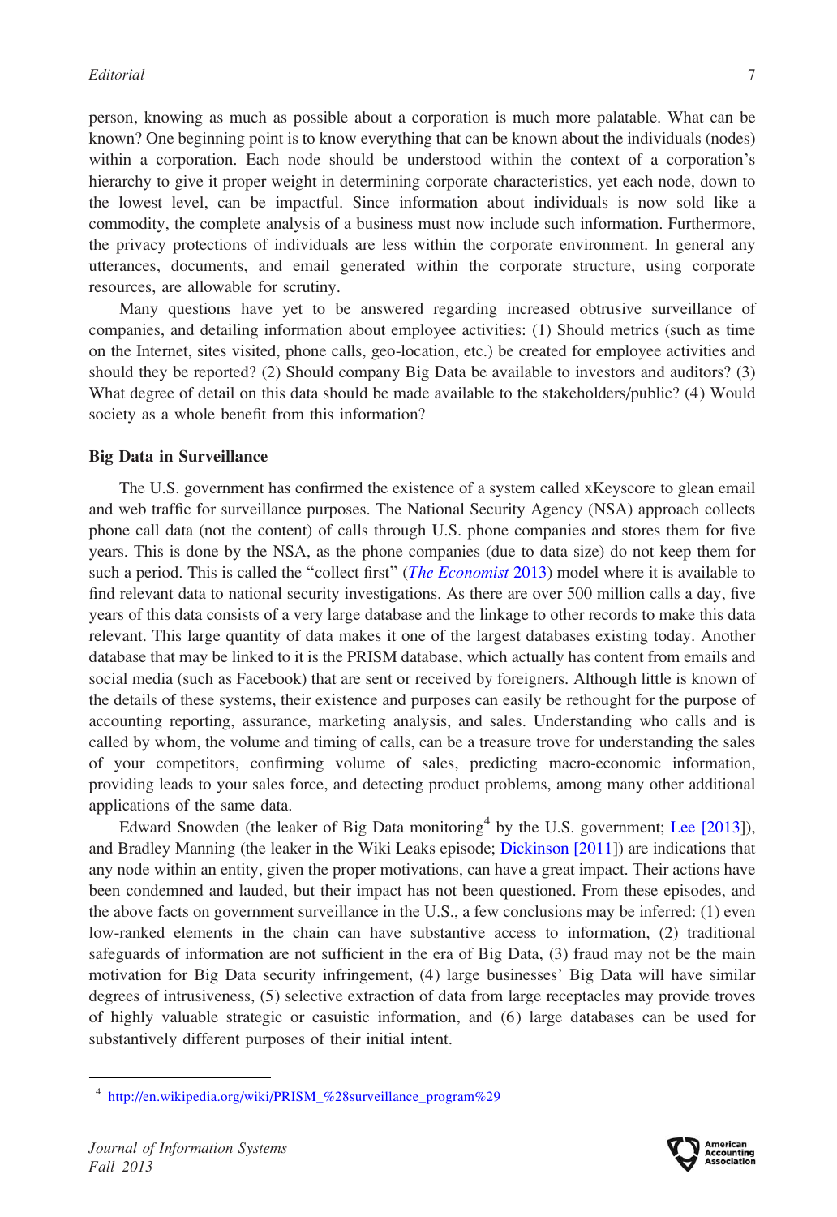person, knowing as much as possible about a corporation is much more palatable. What can be known? One beginning point is to know everything that can be known about the individuals (nodes) within a corporation. Each node should be understood within the context of a corporation's hierarchy to give it proper weight in determining corporate characteristics, yet each node, down to the lowest level, can be impactful. Since information about individuals is now sold like a commodity, the complete analysis of a business must now include such information. Furthermore, the privacy protections of individuals are less within the corporate environment. In general any utterances, documents, and email generated within the corporate structure, using corporate resources, are allowable for scrutiny.

Many questions have yet to be answered regarding increased obtrusive surveillance of companies, and detailing information about employee activities: (1) Should metrics (such as time on the Internet, sites visited, phone calls, geo-location, etc.) be created for employee activities and should they be reported? (2) Should company Big Data be available to investors and auditors? (3) What degree of detail on this data should be made available to the stakeholders/public? (4) Would society as a whole benefit from this information?

### Big Data in Surveillance

The U.S. government has confirmed the existence of a system called xKeyscore to glean email and web traffic for surveillance purposes. The National Security Agency (NSA) approach collects phone call data (not the content) of calls through U.S. phone companies and stores them for five years. This is done by the NSA, as the phone companies (due to data size) do not keep them for such a period. This is called the "collect first" (*The Economist* 2013) model where it is available to find relevant data to national security investigations. As there are over 500 million calls a day, five years of this data consists of a very large database and the linkage to other records to make this data relevant. This large quantity of data makes it one of the largest databases existing today. Another database that may be linked to it is the PRISM database, which actually has content from emails and social media (such as Facebook) that are sent or received by foreigners. Although little is known of the details of these systems, their existence and purposes can easily be rethought for the purpose of accounting reporting, assurance, marketing analysis, and sales. Understanding who calls and is called by whom, the volume and timing of calls, can be a treasure trove for understanding the sales of your competitors, confirming volume of sales, predicting macro-economic information, providing leads to your sales force, and detecting product problems, among many other additional applications of the same data.

Edward Snowden (the leaker of Big Data monitoring[4] by the U.S. government; Lee [2013]), and Bradley Manning (the leaker in the Wiki Leaks episode; Dickinson [2011]) are indications that any node within an entity, given the proper motivations, can have a great impact. Their actions have been condemned and lauded, but their impact has not been questioned. From these episodes, and the above facts on government surveillance in the U.S., a few conclusions may be inferred: (1) even low-ranked elements in the chain can have substantive access to information, (2) traditional safeguards of information are not sufficient in the era of Big Data, (3) fraud may not be the main motivation for Big Data security infringement, (4) large businesses' Big Data will have similar degrees of intrusiveness, (5) selective extraction of data from large receptacles may provide troves of highly valuable strategic or casuistic information, and (6) large databases can be used for substantively different purposes of their initial intent.

---

[4] http://en.wikipedia.org/wiki/PRISM_%28surveillance_program%29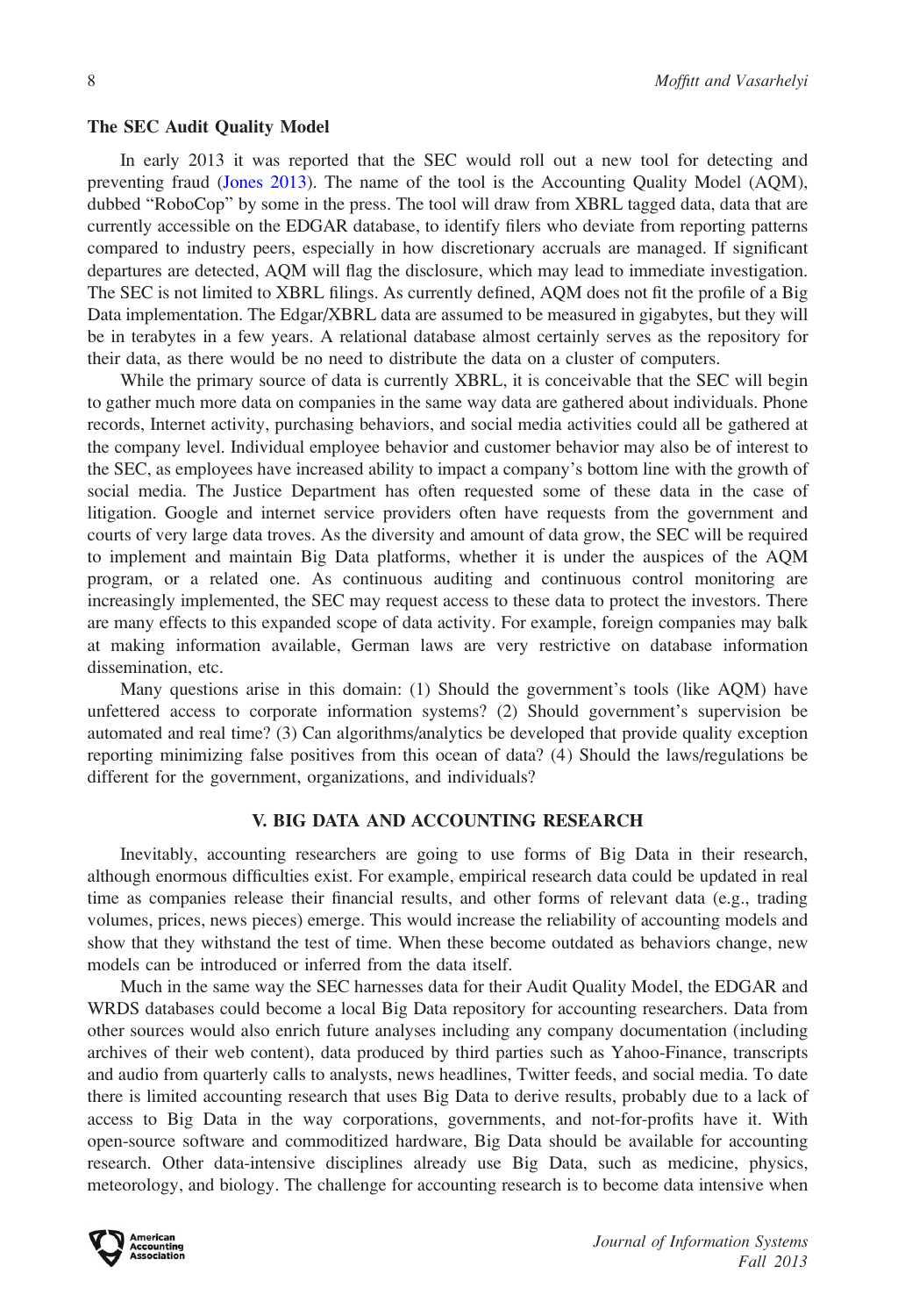### The SEC Audit Quality Model

In early 2013 it was reported that the SEC would roll out a new tool for detecting and preventing fraud (Jones 2013). The name of the tool is the Accounting Quality Model (AQM), dubbed "RoboCop" by some in the press. The tool will draw from XBRL tagged data, data that are currently accessible on the EDGAR database, to identify filers who deviate from reporting patterns compared to industry peers, especially in how discretionary accruals are managed. If significant departures are detected, AQM will flag the disclosure, which may lead to immediate investigation. The SEC is not limited to XBRL filings. As currently defined, AQM does not fit the profile of a Big Data implementation. The Edgar/XBRL data are assumed to be measured in gigabytes, but they will be in terabytes in a few years. A relational database almost certainly serves as the repository for their data, as there would be no need to distribute the data on a cluster of computers.

While the primary source of data is currently XBRL, it is conceivable that the SEC will begin to gather much more data on companies in the same way data are gathered about individuals. Phone records, Internet activity, purchasing behaviors, and social media activities could all be gathered at the company level. Individual employee behavior and customer behavior may also be of interest to the SEC, as employees have increased ability to impact a company's bottom line with the growth of social media. The Justice Department has often requested some of these data in the case of litigation. Google and internet service providers often have requests from the government and courts of very large data troves. As the diversity and amount of data grow, the SEC will be required to implement and maintain Big Data platforms, whether it is under the auspices of the AQM program, or a related one. As continuous auditing and continuous control monitoring are increasingly implemented, the SEC may request access to these data to protect the investors. There are many effects to this expanded scope of data activity. For example, foreign companies may balk at making information available, German laws are very restrictive on database information dissemination, etc.

Many questions arise in this domain: (1) Should the government's tools (like AQM) have unfettered access to corporate information systems? (2) Should government's supervision be automated and real time? (3) Can algorithms/analytics be developed that provide quality exception reporting minimizing false positives from this ocean of data? (4) Should the laws/regulations be different for the government, organizations, and individuals?

## V. BIG DATA AND ACCOUNTING RESEARCH

Inevitably, accounting researchers are going to use forms of Big Data in their research, although enormous difficulties exist. For example, empirical research data could be updated in real time as companies release their financial results, and other forms of relevant data (e.g., trading volumes, prices, news pieces) emerge. This would increase the reliability of accounting models and show that they withstand the test of time. When these become outdated as behaviors change, new models can be introduced or inferred from the data itself.

Much in the same way the SEC harnesses data for their Audit Quality Model, the EDGAR and WRDS databases could become a local Big Data repository for accounting researchers. Data from other sources would also enrich future analyses including any company documentation (including archives of their web content), data produced by third parties such as Yahoo-Finance, transcripts and audio from quarterly calls to analysts, news headlines, Twitter feeds, and social media. To date there is limited accounting research that uses Big Data to derive results, probably due to a lack of access to Big Data in the way corporations, governments, and not-for-profits have it. With open-source software and commoditized hardware, Big Data should be available for accounting research. Other data-intensive disciplines already use Big Data, such as medicine, physics, meteorology, and biology. The challenge for accounting research is to become data intensive when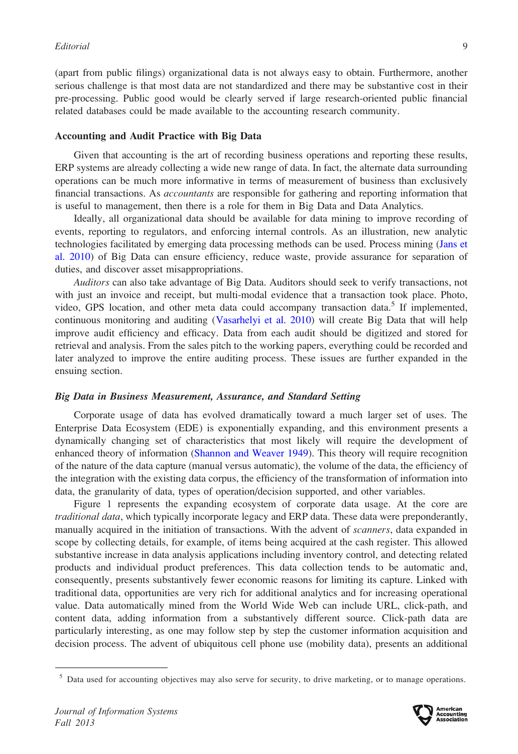(apart from public filings) organizational data is not always easy to obtain. Furthermore, another serious challenge is that most data are not standardized and there may be substantive cost in their pre-processing. Public good would be clearly served if large research-oriented public financial related databases could be made available to the accounting research community.

### Accounting and Audit Practice with Big Data

Given that accounting is the art of recording business operations and reporting these results, ERP systems are already collecting a wide new range of data. In fact, the alternate data surrounding operations can be much more informative in terms of measurement of business than exclusively financial transactions. As *accountants* are responsible for gathering and reporting information that is useful to management, then there is a role for them in Big Data and Data Analytics.

Ideally, all organizational data should be available for data mining to improve recording of events, reporting to regulators, and enforcing internal controls. As an illustration, new analytic technologies facilitated by emerging data processing methods can be used. Process mining (Jans et al. 2010) of Big Data can ensure efficiency, reduce waste, provide assurance for separation of duties, and discover asset misappropriations.

*Auditors* can also take advantage of Big Data. Auditors should seek to verify transactions, not with just an invoice and receipt, but multi-modal evidence that a transaction took place. Photo, video, GPS location, and other meta data could accompany transaction data.[5] If implemented, continuous monitoring and auditing (Vasarhelyi et al. 2010) will create Big Data that will help improve audit efficiency and efficacy. Data from each audit should be digitized and stored for retrieval and analysis. From the sales pitch to the working papers, everything could be recorded and later analyzed to improve the entire auditing process. These issues are further expanded in the ensuing section.

#### *Big Data in Business Measurement, Assurance, and Standard Setting*

Corporate usage of data has evolved dramatically toward a much larger set of uses. The Enterprise Data Ecosystem (EDE) is exponentially expanding, and this environment presents a dynamically changing set of characteristics that most likely will require the development of enhanced theory of information (Shannon and Weaver 1949). This theory will require recognition of the nature of the data capture (manual versus automatic), the volume of the data, the efficiency of the integration with the existing data corpus, the efficiency of the transformation of information into data, the granularity of data, types of operation/decision supported, and other variables.

Figure 1 represents the expanding ecosystem of corporate data usage. At the core are *traditional data*, which typically incorporate legacy and ERP data. These data were preponderantly, manually acquired in the initiation of transactions. With the advent of *scanners*, data expanded in scope by collecting details, for example, of items being acquired at the cash register. This allowed substantive increase in data analysis applications including inventory control, and detecting related products and individual product preferences. This data collection tends to be automatic and, consequently, presents substantively fewer economic reasons for limiting its capture. Linked with traditional data, opportunities are very rich for additional analytics and for increasing operational value. Data automatically mined from the World Wide Web can include URL, click-path, and content data, adding information from a substantively different source. Click-path data are particularly interesting, as one may follow step by step the customer information acquisition and decision process. The advent of ubiquitous cell phone use (mobility data), presents an additional

[5] Data used for accounting objectives may also serve for security, to drive marketing, or to manage operations.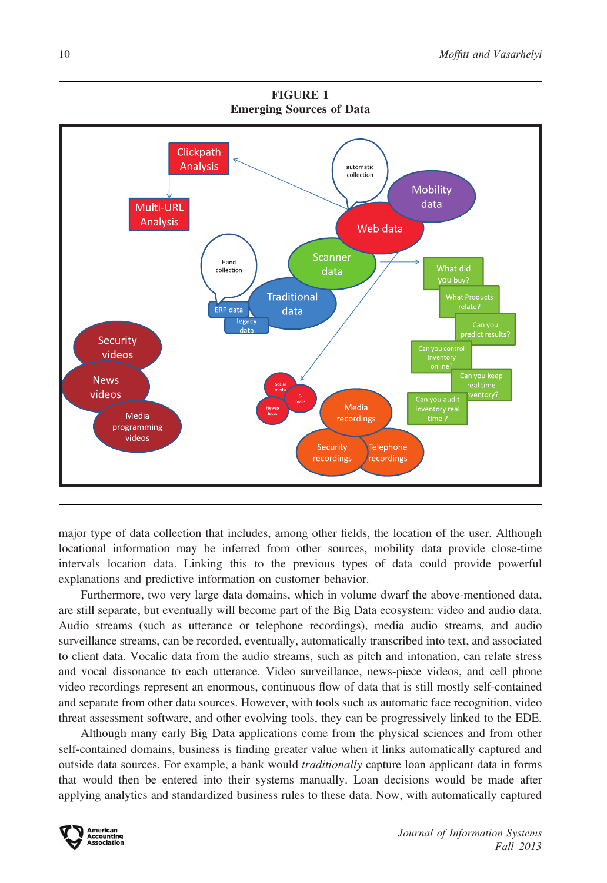**FIGURE 1**
**Emerging Sources of Data**

major type of data collection that includes, among other fields, the location of the user. Although locational information may be inferred from other sources, mobility data provide close-time intervals location data. Linking this to the previous types of data could provide powerful explanations and predictive information on customer behavior.

Furthermore, two very large data domains, which in volume dwarf the above-mentioned data, are still separate, but eventually will become part of the Big Data ecosystem: video and audio data. Audio streams (such as utterance or telephone recordings), media audio streams, and audio surveillance streams, can be recorded, eventually, automatically transcribed into text, and associated to client data. Vocalic data from the audio streams, such as pitch and intonation, can relate stress and vocal dissonance to each utterance. Video surveillance, news-piece videos, and cell phone video recordings represent an enormous, continuous flow of data that is still mostly self-contained and separate from other data sources. However, with tools such as automatic face recognition, video threat assessment software, and other evolving tools, they can be progressively linked to the EDE.

Although many early Big Data applications come from the physical sciences and from other self-contained domains, business is finding greater value when it links automatically captured and outside data sources. For example, a bank would *traditionally* capture loan applicant data in forms that would then be entered into their systems manually. Loan decisions would be made after applying analytics and standardized business rules to these data. Now, with automatically captured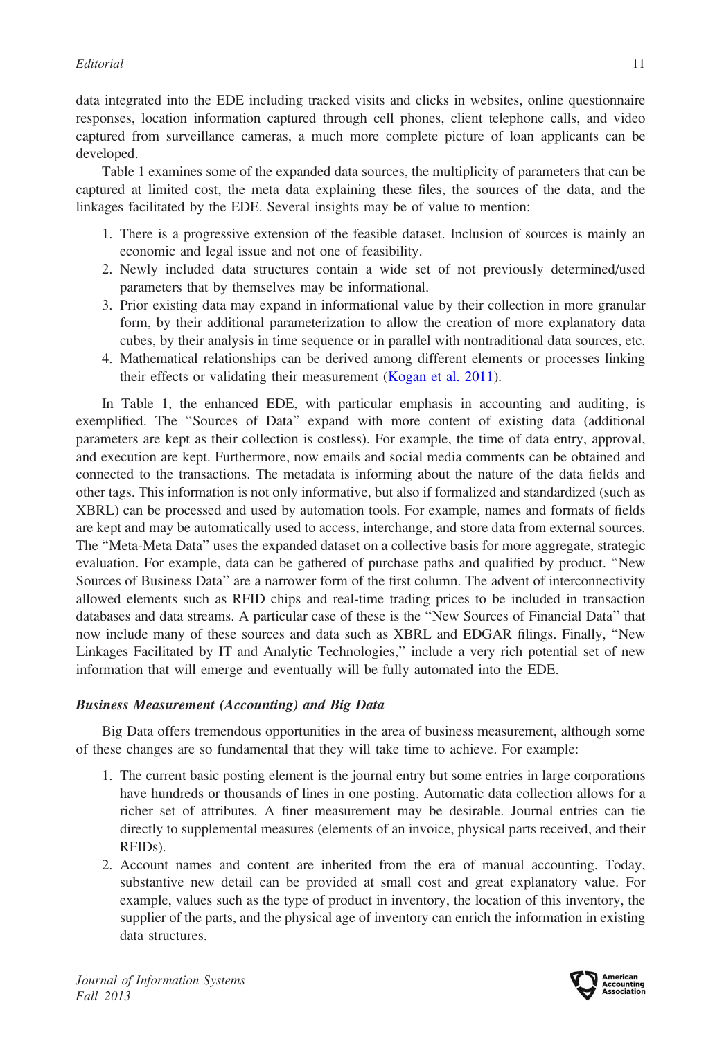data integrated into the EDE including tracked visits and clicks in websites, online questionnaire responses, location information captured through cell phones, client telephone calls, and video captured from surveillance cameras, a much more complete picture of loan applicants can be developed.

Table 1 examines some of the expanded data sources, the multiplicity of parameters that can be captured at limited cost, the meta data explaining these files, the sources of the data, and the linkages facilitated by the EDE. Several insights may be of value to mention:

1. There is a progressive extension of the feasible dataset. Inclusion of sources is mainly an economic and legal issue and not one of feasibility.
2. Newly included data structures contain a wide set of not previously determined/used parameters that by themselves may be informational.
3. Prior existing data may expand in informational value by their collection in more granular form, by their additional parameterization to allow the creation of more explanatory data cubes, by their analysis in time sequence or in parallel with nontraditional data sources, etc.
4. Mathematical relationships can be derived among different elements or processes linking their effects or validating their measurement (Kogan et al. 2011).

In Table 1, the enhanced EDE, with particular emphasis in accounting and auditing, is exemplified. The "Sources of Data" expand with more content of existing data (additional parameters are kept as their collection is costless). For example, the time of data entry, approval, and execution are kept. Furthermore, now emails and social media comments can be obtained and connected to the transactions. The metadata is informing about the nature of the data fields and other tags. This information is not only informative, but also if formalized and standardized (such as XBRL) can be processed and used by automation tools. For example, names and formats of fields are kept and may be automatically used to access, interchange, and store data from external sources. The "Meta-Meta Data" uses the expanded dataset on a collective basis for more aggregate, strategic evaluation. For example, data can be gathered of purchase paths and qualified by product. "New Sources of Business Data" are a narrower form of the first column. The advent of interconnectivity allowed elements such as RFID chips and real-time trading prices to be included in transaction databases and data streams. A particular case of these is the "New Sources of Financial Data" that now include many of these sources and data such as XBRL and EDGAR filings. Finally, "New Linkages Facilitated by IT and Analytic Technologies," include a very rich potential set of new information that will emerge and eventually will be fully automated into the EDE.

### *Business Measurement (Accounting) and Big Data*

Big Data offers tremendous opportunities in the area of business measurement, although some of these changes are so fundamental that they will take time to achieve. For example:

1. The current basic posting element is the journal entry but some entries in large corporations have hundreds or thousands of lines in one posting. Automatic data collection allows for a richer set of attributes. A finer measurement may be desirable. Journal entries can tie directly to supplemental measures (elements of an invoice, physical parts received, and their RFIDs).
2. Account names and content are inherited from the era of manual accounting. Today, substantive new detail can be provided at small cost and great explanatory value. For example, values such as the type of product in inventory, the location of this inventory, the supplier of the parts, and the physical age of inventory can enrich the information in existing data structures.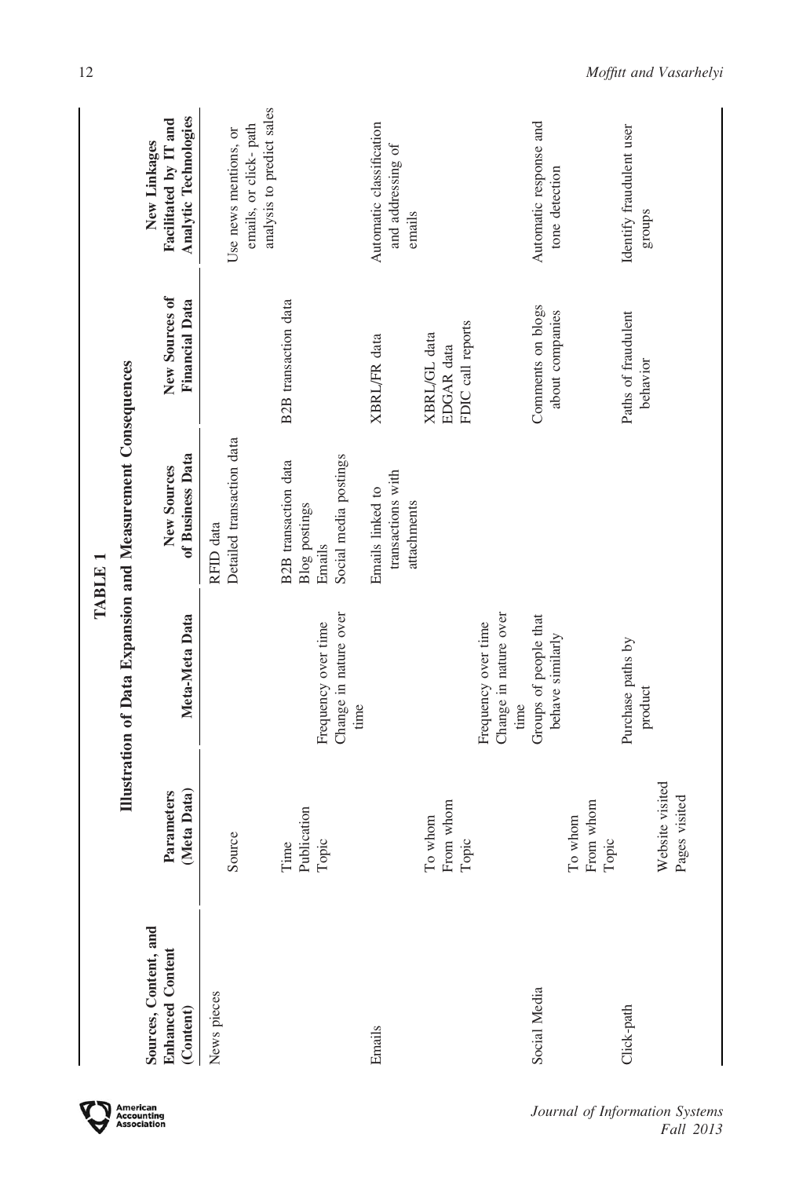**TABLE 1**

**Illustration of Data Expansion and Measurement Consequences**

| Sources, Content, and Enhanced Content (Content) | Parameters (Meta Data) | Meta-Meta Data | New Sources of Business Data | New Sources of Financial Data | New Linkages Facilitated by IT and Analytic Technologies |
|---|---|---|---|---|---|
| News pieces | Source | | RFID data<br>Detailed transaction data | | Use news mentions, or emails, or click- path analysis to predict sales |
| | Time<br>Publication<br>Topic | Frequency over time<br>Change in nature over time | B2B transaction data<br>Blog postings<br>Emails<br>Social media postings | B2B transaction data | |
| Emails | | | Emails linked to transactions with attachments | XBRL/FR data | Automatic classification and addressing of emails |
| | To whom<br>From whom<br>Topic | Frequency over time<br>Change in nature over time | | XBRL/GL data<br>EDGAR data<br>FDIC call reports | |
| Social Media | | Groups of people that behave similarly | | Comments on blogs about companies | Automatic response and tone detection |
| | To whom<br>From whom<br>Topic | | | | |
| Click-path | | Purchase paths by product | | Paths of fraudulent behavior | Identify fraudulent user groups |
| | Website visited<br>Pages visited | | | | |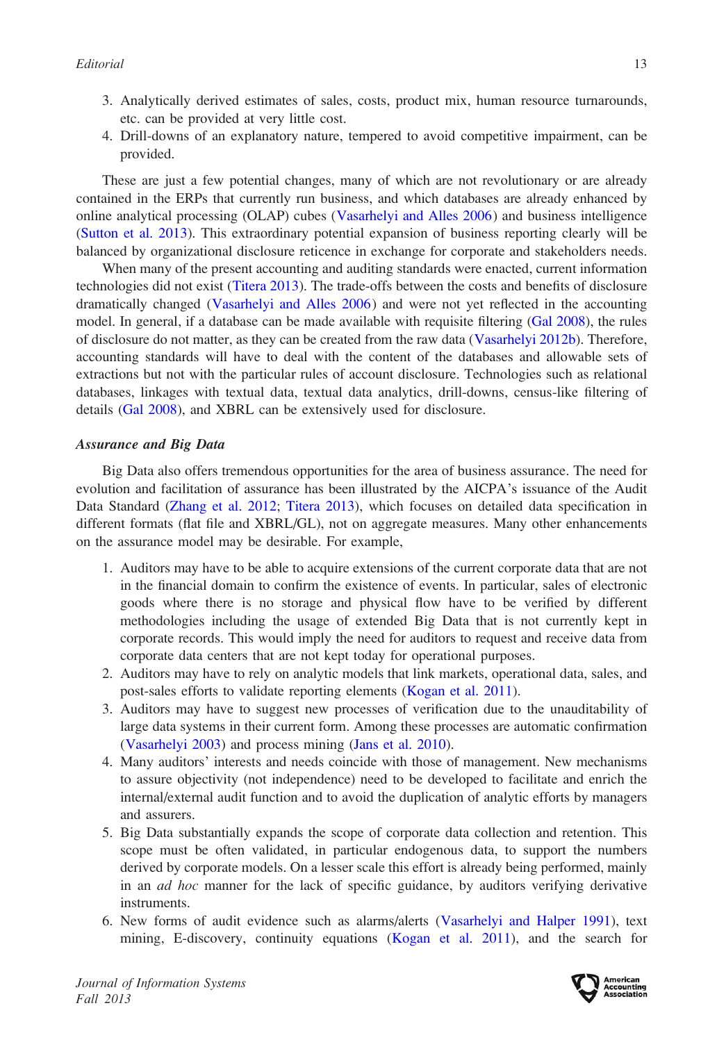3. Analytically derived estimates of sales, costs, product mix, human resource turnarounds, etc. can be provided at very little cost.
4. Drill-downs of an explanatory nature, tempered to avoid competitive impairment, can be provided.

These are just a few potential changes, many of which are not revolutionary or are already contained in the ERPs that currently run business, and which databases are already enhanced by online analytical processing (OLAP) cubes (Vasarhelyi and Alles 2006) and business intelligence (Sutton et al. 2013). This extraordinary potential expansion of business reporting clearly will be balanced by organizational disclosure reticence in exchange for corporate and stakeholders needs.

When many of the present accounting and auditing standards were enacted, current information technologies did not exist (Titera 2013). The trade-offs between the costs and benefits of disclosure dramatically changed (Vasarhelyi and Alles 2006) and were not yet reflected in the accounting model. In general, if a database can be made available with requisite filtering (Gal 2008), the rules of disclosure do not matter, as they can be created from the raw data (Vasarhelyi 2012b). Therefore, accounting standards will have to deal with the content of the databases and allowable sets of extractions but not with the particular rules of account disclosure. Technologies such as relational databases, linkages with textual data, textual data analytics, drill-downs, census-like filtering of details (Gal 2008), and XBRL can be extensively used for disclosure.

### Assurance and Big Data

Big Data also offers tremendous opportunities for the area of business assurance. The need for evolution and facilitation of assurance has been illustrated by the AICPA's issuance of the Audit Data Standard (Zhang et al. 2012; Titera 2013), which focuses on detailed data specification in different formats (flat file and XBRL/GL), not on aggregate measures. Many other enhancements on the assurance model may be desirable. For example,

1. Auditors may have to be able to acquire extensions of the current corporate data that are not in the financial domain to confirm the existence of events. In particular, sales of electronic goods where there is no storage and physical flow have to be verified by different methodologies including the usage of extended Big Data that is not currently kept in corporate records. This would imply the need for auditors to request and receive data from corporate data centers that are not kept today for operational purposes.
2. Auditors may have to rely on analytic models that link markets, operational data, sales, and post-sales efforts to validate reporting elements (Kogan et al. 2011).
3. Auditors may have to suggest new processes of verification due to the unauditability of large data systems in their current form. Among these processes are automatic confirmation (Vasarhelyi 2003) and process mining (Jans et al. 2010).
4. Many auditors' interests and needs coincide with those of management. New mechanisms to assure objectivity (not independence) need to be developed to facilitate and enrich the internal/external audit function and to avoid the duplication of analytic efforts by managers and assurers.
5. Big Data substantially expands the scope of corporate data collection and retention. This scope must be often validated, in particular endogenous data, to support the numbers derived by corporate models. On a lesser scale this effort is already being performed, mainly in an *ad hoc* manner for the lack of specific guidance, by auditors verifying derivative instruments.
6. New forms of audit evidence such as alarms/alerts (Vasarhelyi and Halper 1991), text mining, E-discovery, continuity equations (Kogan et al. 2011), and the search for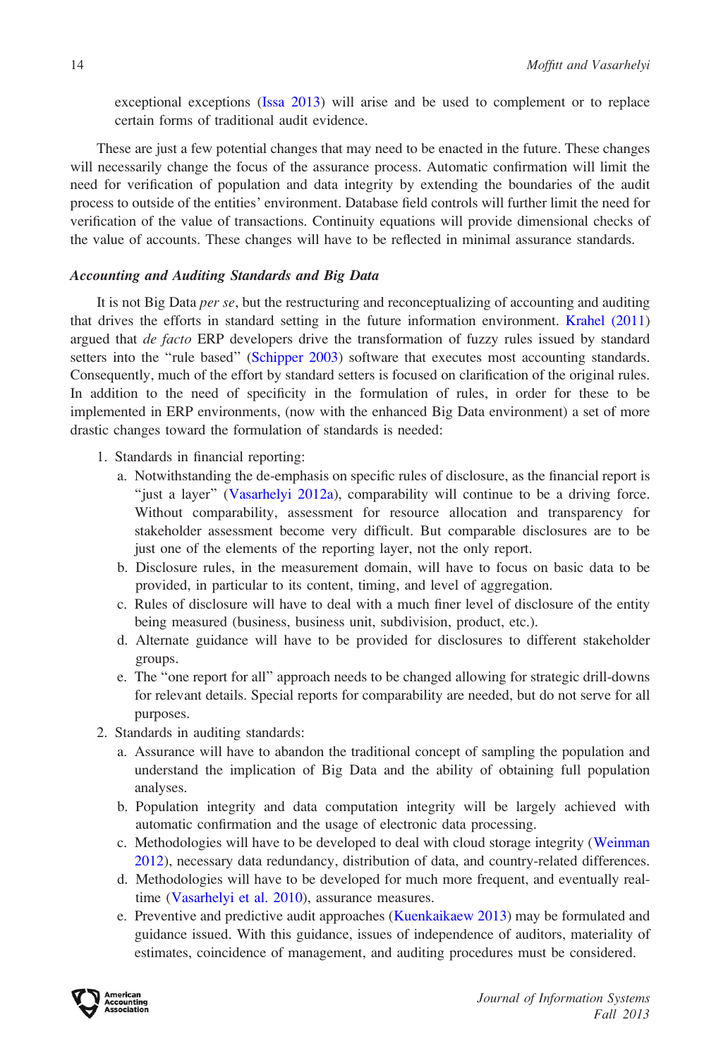exceptional exceptions (Issa 2013) will arise and be used to complement or to replace certain forms of traditional audit evidence.

These are just a few potential changes that may need to be enacted in the future. These changes will necessarily change the focus of the assurance process. Automatic confirmation will limit the need for verification of population and data integrity by extending the boundaries of the audit process to outside of the entities' environment. Database field controls will further limit the need for verification of the value of transactions. Continuity equations will provide dimensional checks of the value of accounts. These changes will have to be reflected in minimal assurance standards.

### *Accounting and Auditing Standards and Big Data*

It is not Big Data *per se*, but the restructuring and reconceptualizing of accounting and auditing that drives the efforts in standard setting in the future information environment. Krahel (2011) argued that *de facto* ERP developers drive the transformation of fuzzy rules issued by standard setters into the "rule based" (Schipper 2003) software that executes most accounting standards. Consequently, much of the effort by standard setters is focused on clarification of the original rules. In addition to the need of specificity in the formulation of rules, in order for these to be implemented in ERP environments, (now with the enhanced Big Data environment) a set of more drastic changes toward the formulation of standards is needed:

1. Standards in financial reporting:
   a. Notwithstanding the de-emphasis on specific rules of disclosure, as the financial report is "just a layer" (Vasarhelyi 2012a), comparability will continue to be a driving force. Without comparability, assessment for resource allocation and transparency for stakeholder assessment become very difficult. But comparable disclosures are to be just one of the elements of the reporting layer, not the only report.
   b. Disclosure rules, in the measurement domain, will have to focus on basic data to be provided, in particular to its content, timing, and level of aggregation.
   c. Rules of disclosure will have to deal with a much finer level of disclosure of the entity being measured (business, business unit, subdivision, product, etc.).
   d. Alternate guidance will have to be provided for disclosures to different stakeholder groups.
   e. The "one report for all" approach needs to be changed allowing for strategic drill-downs for relevant details. Special reports for comparability are needed, but do not serve for all purposes.
2. Standards in auditing standards:
   a. Assurance will have to abandon the traditional concept of sampling the population and understand the implication of Big Data and the ability of obtaining full population analyses.
   b. Population integrity and data computation integrity will be largely achieved with automatic confirmation and the usage of electronic data processing.
   c. Methodologies will have to be developed to deal with cloud storage integrity (Weinman 2012), necessary data redundancy, distribution of data, and country-related differences.
   d. Methodologies will have to be developed for much more frequent, and eventually real-time (Vasarhelyi et al. 2010), assurance measures.
   e. Preventive and predictive audit approaches (Kuenkaikaew 2013) may be formulated and guidance issued. With this guidance, issues of independence of auditors, materiality of estimates, coincidence of management, and auditing procedures must be considered.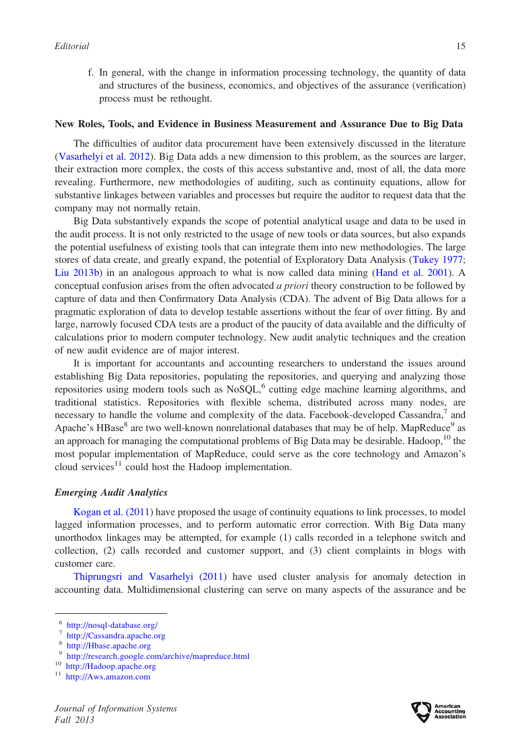f. In general, with the change in information processing technology, the quantity of data and structures of the business, economics, and objectives of the assurance (verification) process must be rethought.

### New Roles, Tools, and Evidence in Business Measurement and Assurance Due to Big Data

The difficulties of auditor data procurement have been extensively discussed in the literature (Vasarhelyi et al. 2012). Big Data adds a new dimension to this problem, as the sources are larger, their extraction more complex, the costs of this access substantive and, most of all, the data more revealing. Furthermore, new methodologies of auditing, such as continuity equations, allow for substantive linkages between variables and processes but require the auditor to request data that the company may not normally retain.

Big Data substantively expands the scope of potential analytical usage and data to be used in the audit process. It is not only restricted to the usage of new tools or data sources, but also expands the potential usefulness of existing tools that can integrate them into new methodologies. The large stores of data create, and greatly expand, the potential of Exploratory Data Analysis (Tukey 1977; Liu 2013b) in an analogous approach to what is now called data mining (Hand et al. 2001). A conceptual confusion arises from the often advocated *a priori* theory construction to be followed by capture of data and then Confirmatory Data Analysis (CDA). The advent of Big Data allows for a pragmatic exploration of data to develop testable assertions without the fear of over fitting. By and large, narrowly focused CDA tests are a product of the paucity of data available and the difficulty of calculations prior to modern computer technology. New audit analytic techniques and the creation of new audit evidence are of major interest.

It is important for accountants and accounting researchers to understand the issues around establishing Big Data repositories, populating the repositories, and querying and analyzing those repositories using modern tools such as NoSQL,[6] cutting edge machine learning algorithms, and traditional statistics. Repositories with flexible schema, distributed across many nodes, are necessary to handle the volume and complexity of the data. Facebook-developed Cassandra,[7] and Apache's HBase[8] are two well-known nonrelational databases that may be of help. MapReduce[9] as an approach for managing the computational problems of Big Data may be desirable. Hadoop,[10] the most popular implementation of MapReduce, could serve as the core technology and Amazon's cloud services[11] could host the Hadoop implementation.

#### *Emerging Audit Analytics*

Kogan et al. (2011) have proposed the usage of continuity equations to link processes, to model lagged information processes, and to perform automatic error correction. With Big Data many unorthodox linkages may be attempted, for example (1) calls recorded in a telephone switch and collection, (2) calls recorded and customer support, and (3) client complaints in blogs with customer care.

Thiprungsri and Vasarhelyi (2011) have used cluster analysis for anomaly detection in accounting data. Multidimensional clustering can serve on many aspects of the assurance and be

[6] http://nosql-database.org/
[7] http://Cassandra.apache.org
[8] http://Hbase.apache.org
[9] http://research.google.com/archive/mapreduce.html
[10] http://Hadoop.apache.org
[11] http://Aws.amazon.com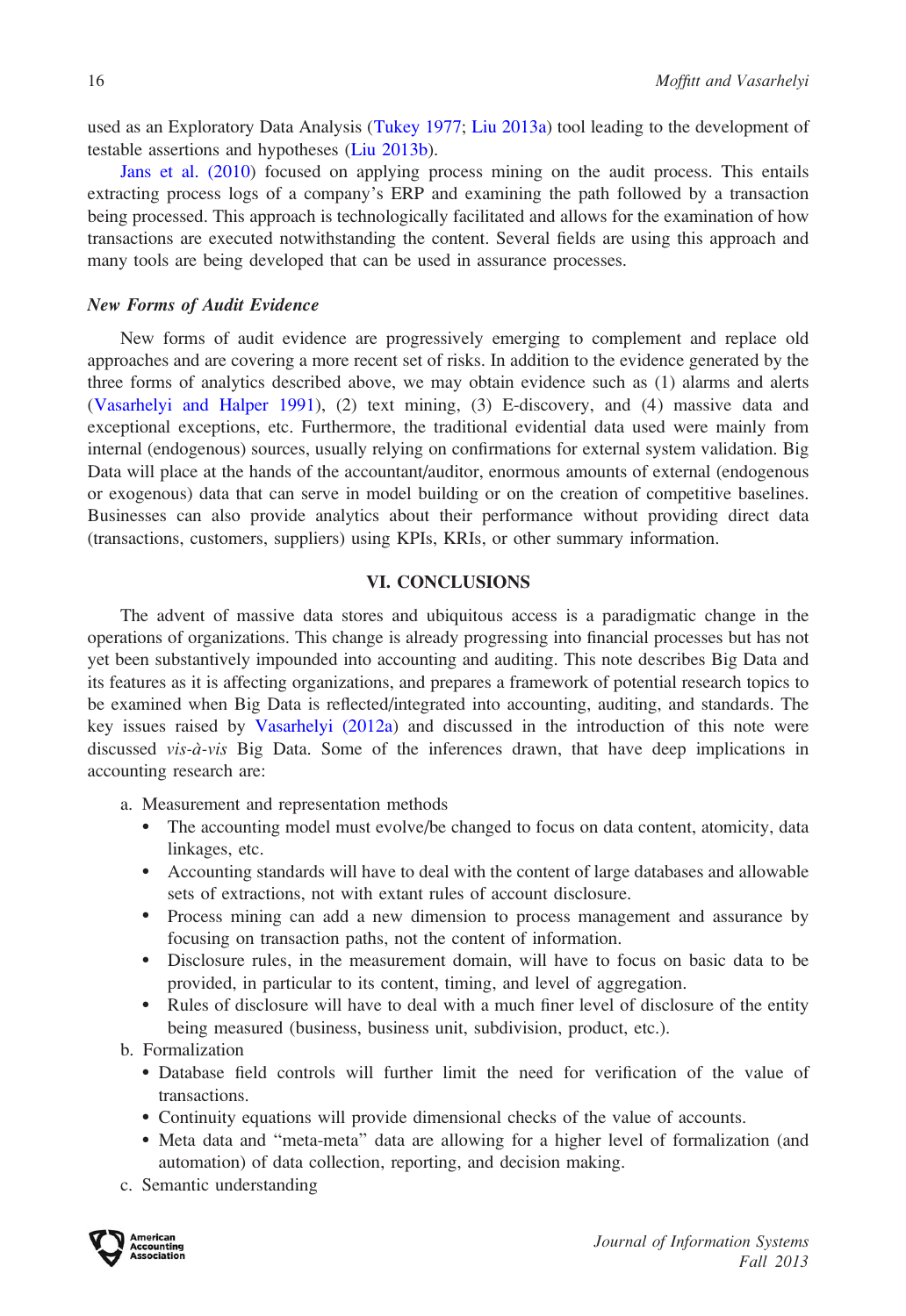used as an Exploratory Data Analysis (Tukey 1977; Liu 2013a) tool leading to the development of testable assertions and hypotheses (Liu 2013b).

Jans et al. (2010) focused on applying process mining on the audit process. This entails extracting process logs of a company's ERP and examining the path followed by a transaction being processed. This approach is technologically facilitated and allows for the examination of how transactions are executed notwithstanding the content. Several fields are using this approach and many tools are being developed that can be used in assurance processes.

### *New Forms of Audit Evidence*

New forms of audit evidence are progressively emerging to complement and replace old approaches and are covering a more recent set of risks. In addition to the evidence generated by the three forms of analytics described above, we may obtain evidence such as (1) alarms and alerts (Vasarhelyi and Halper 1991), (2) text mining, (3) E-discovery, and (4) massive data and exceptional exceptions, etc. Furthermore, the traditional evidential data used were mainly from internal (endogenous) sources, usually relying on confirmations for external system validation. Big Data will place at the hands of the accountant/auditor, enormous amounts of external (endogenous or exogenous) data that can serve in model building or on the creation of competitive baselines. Businesses can also provide analytics about their performance without providing direct data (transactions, customers, suppliers) using KPIs, KRIs, or other summary information.

## VI. CONCLUSIONS

The advent of massive data stores and ubiquitous access is a paradigmatic change in the operations of organizations. This change is already progressing into financial processes but has not yet been substantively impounded into accounting and auditing. This note describes Big Data and its features as it is affecting organizations, and prepares a framework of potential research topics to be examined when Big Data is reflected/integrated into accounting, auditing, and standards. The key issues raised by Vasarhelyi (2012a) and discussed in the introduction of this note were discussed *vis-à-vis* Big Data. Some of the inferences drawn, that have deep implications in accounting research are:

a. Measurement and representation methods
   - The accounting model must evolve/be changed to focus on data content, atomicity, data linkages, etc.
   - Accounting standards will have to deal with the content of large databases and allowable sets of extractions, not with extant rules of account disclosure.
   - Process mining can add a new dimension to process management and assurance by focusing on transaction paths, not the content of information.
   - Disclosure rules, in the measurement domain, will have to focus on basic data to be provided, in particular to its content, timing, and level of aggregation.
   - Rules of disclosure will have to deal with a much finer level of disclosure of the entity being measured (business, business unit, subdivision, product, etc.).

b. Formalization
   - Database field controls will further limit the need for verification of the value of transactions.
   - Continuity equations will provide dimensional checks of the value of accounts.
   - Meta data and "meta-meta" data are allowing for a higher level of formalization (and automation) of data collection, reporting, and decision making.

c. Semantic understanding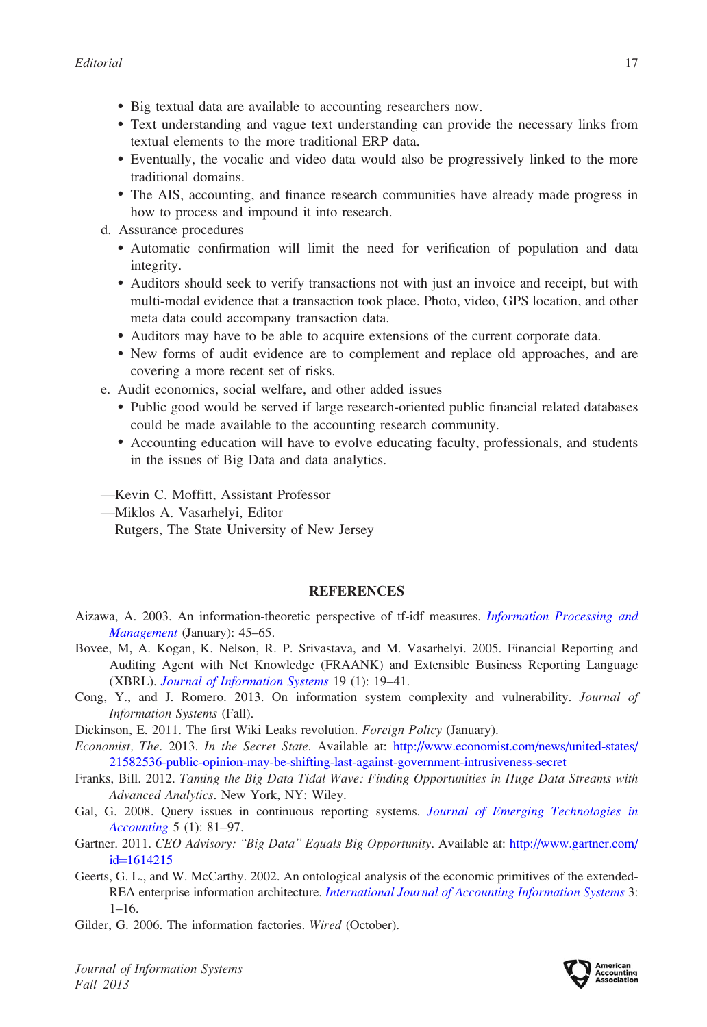- Big textual data are available to accounting researchers now.
- Text understanding and vague text understanding can provide the necessary links from textual elements to the more traditional ERP data.
- Eventually, the vocalic and video data would also be progressively linked to the more traditional domains.
- The AIS, accounting, and finance research communities have already made progress in how to process and impound it into research.

d. Assurance procedures
   - Automatic confirmation will limit the need for verification of population and data integrity.
   - Auditors should seek to verify transactions not with just an invoice and receipt, but with multi-modal evidence that a transaction took place. Photo, video, GPS location, and other meta data could accompany transaction data.
   - Auditors may have to be able to acquire extensions of the current corporate data.
   - New forms of audit evidence are to complement and replace old approaches, and are covering a more recent set of risks.

e. Audit economics, social welfare, and other added issues
   - Public good would be served if large research-oriented public financial related databases could be made available to the accounting research community.
   - Accounting education will have to evolve educating faculty, professionals, and students in the issues of Big Data and data analytics.

—Kevin C. Moffitt, Assistant Professor
—Miklos A. Vasarhelyi, Editor
Rutgers, The State University of New Jersey

## REFERENCES

Aizawa, A. 2003. An information-theoretic perspective of tf-idf measures. *Information Processing and Management* (January): 45–65.

Bovee, M, A. Kogan, K. Nelson, R. P. Srivastava, and M. Vasarhelyi. 2005. Financial Reporting and Auditing Agent with Net Knowledge (FRAANK) and Extensible Business Reporting Language (XBRL). *Journal of Information Systems* 19 (1): 19–41.

Cong, Y., and J. Romero. 2013. On information system complexity and vulnerability. *Journal of Information Systems* (Fall).

Dickinson, E. 2011. The first Wiki Leaks revolution. *Foreign Policy* (January).

*Economist, The*. 2013. *In the Secret State*. Available at: http://www.economist.com/news/united-states/21582536-public-opinion-may-be-shifting-last-against-government-intrusiveness-secret

Franks, Bill. 2012. *Taming the Big Data Tidal Wave: Finding Opportunities in Huge Data Streams with Advanced Analytics*. New York, NY: Wiley.

Gal, G. 2008. Query issues in continuous reporting systems. *Journal of Emerging Technologies in Accounting* 5 (1): 81–97.

Gartner. 2011. *CEO Advisory: "Big Data" Equals Big Opportunity*. Available at: http://www.gartner.com/id=1614215

Geerts, G. L., and W. McCarthy. 2002. An ontological analysis of the economic primitives of the extended-REA enterprise information architecture. *International Journal of Accounting Information Systems* 3: 1–16.

Gilder, G. 2006. The information factories. *Wired* (October).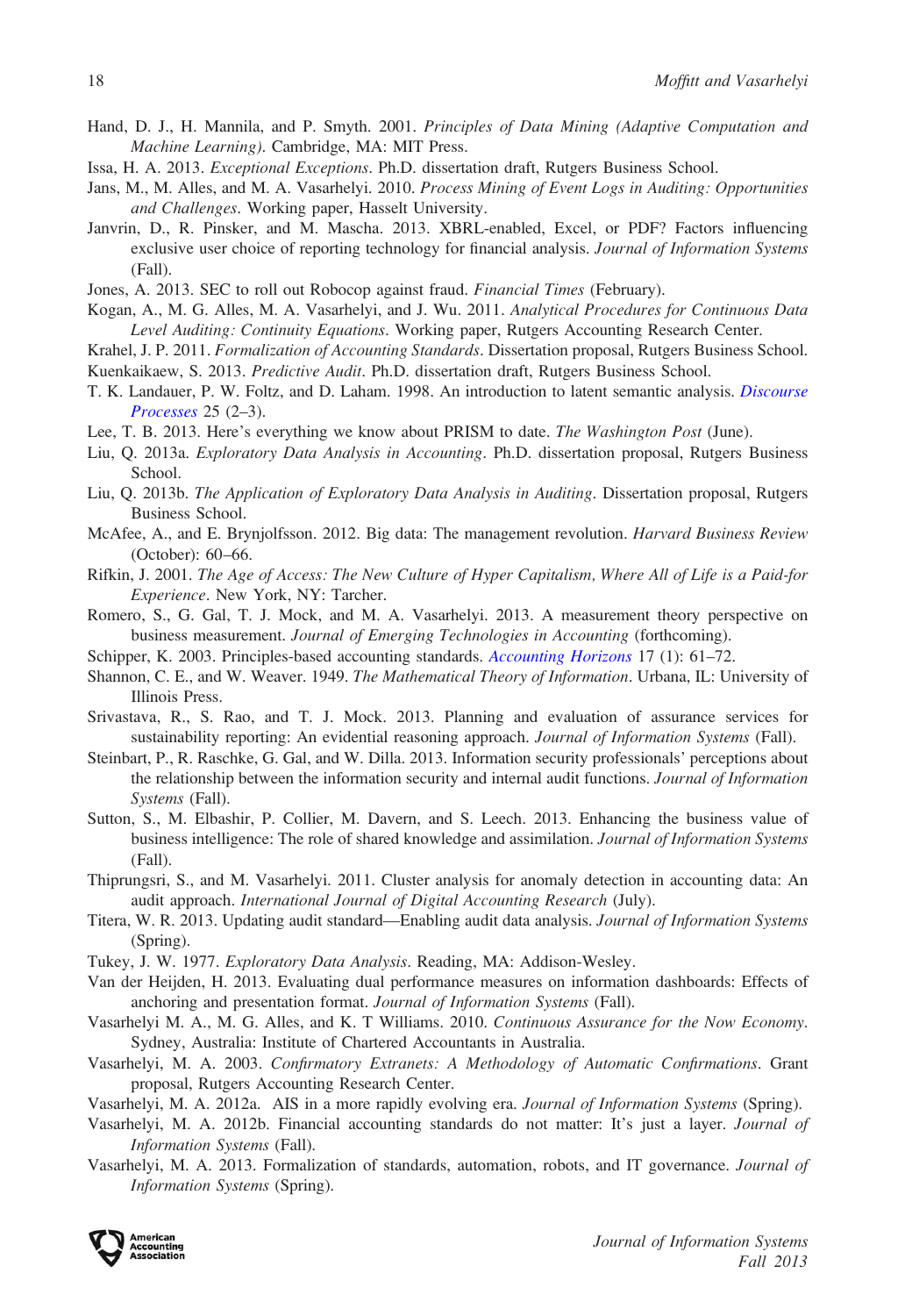Hand, D. J., H. Mannila, and P. Smyth. 2001. *Principles of Data Mining (Adaptive Computation and Machine Learning)*. Cambridge, MA: MIT Press.

Issa, H. A. 2013. *Exceptional Exceptions*. Ph.D. dissertation draft, Rutgers Business School.

Jans, M., M. Alles, and M. A. Vasarhelyi. 2010. *Process Mining of Event Logs in Auditing: Opportunities and Challenges*. Working paper, Hasselt University.

Janvrin, D., R. Pinsker, and M. Mascha. 2013. XBRL-enabled, Excel, or PDF? Factors influencing exclusive user choice of reporting technology for financial analysis. *Journal of Information Systems* (Fall).

Jones, A. 2013. SEC to roll out Robocop against fraud. *Financial Times* (February).

Kogan, A., M. G. Alles, M. A. Vasarhelyi, and J. Wu. 2011. *Analytical Procedures for Continuous Data Level Auditing: Continuity Equations*. Working paper, Rutgers Accounting Research Center.

Krahel, J. P. 2011. *Formalization of Accounting Standards*. Dissertation proposal, Rutgers Business School.

Kuenkaikaew, S. 2013. *Predictive Audit*. Ph.D. dissertation draft, Rutgers Business School.

T. K. Landauer, P. W. Foltz, and D. Laham. 1998. An introduction to latent semantic analysis. *Discourse Processes* 25 (2–3).

Lee, T. B. 2013. Here's everything we know about PRISM to date. *The Washington Post* (June).

Liu, Q. 2013a. *Exploratory Data Analysis in Accounting*. Ph.D. dissertation proposal, Rutgers Business School.

Liu, Q. 2013b. *The Application of Exploratory Data Analysis in Auditing*. Dissertation proposal, Rutgers Business School.

McAfee, A., and E. Brynjolfsson. 2012. Big data: The management revolution. *Harvard Business Review* (October): 60–66.

Rifkin, J. 2001. *The Age of Access: The New Culture of Hyper Capitalism, Where All of Life is a Paid-for Experience*. New York, NY: Tarcher.

Romero, S., G. Gal, T. J. Mock, and M. A. Vasarhelyi. 2013. A measurement theory perspective on business measurement. *Journal of Emerging Technologies in Accounting* (forthcoming).

Schipper, K. 2003. Principles-based accounting standards. *Accounting Horizons* 17 (1): 61–72.

Shannon, C. E., and W. Weaver. 1949. *The Mathematical Theory of Information*. Urbana, IL: University of Illinois Press.

Srivastava, R., S. Rao, and T. J. Mock. 2013. Planning and evaluation of assurance services for sustainability reporting: An evidential reasoning approach. *Journal of Information Systems* (Fall).

Steinbart, P., R. Raschke, G. Gal, and W. Dilla. 2013. Information security professionals' perceptions about the relationship between the information security and internal audit functions. *Journal of Information Systems* (Fall).

Sutton, S., M. Elbashir, P. Collier, M. Davern, and S. Leech. 2013. Enhancing the business value of business intelligence: The role of shared knowledge and assimilation. *Journal of Information Systems* (Fall).

Thiprungsri, S., and M. Vasarhelyi. 2011. Cluster analysis for anomaly detection in accounting data: An audit approach. *International Journal of Digital Accounting Research* (July).

Titera, W. R. 2013. Updating audit standard—Enabling audit data analysis. *Journal of Information Systems* (Spring).

Tukey, J. W. 1977. *Exploratory Data Analysis*. Reading, MA: Addison-Wesley.

Van der Heijden, H. 2013. Evaluating dual performance measures on information dashboards: Effects of anchoring and presentation format. *Journal of Information Systems* (Fall).

Vasarhelyi M. A., M. G. Alles, and K. T Williams. 2010. *Continuous Assurance for the Now Economy*. Sydney, Australia: Institute of Chartered Accountants in Australia.

Vasarhelyi, M. A. 2003. *Confirmatory Extranets: A Methodology of Automatic Confirmations*. Grant proposal, Rutgers Accounting Research Center.

Vasarhelyi, M. A. 2012a. AIS in a more rapidly evolving era. *Journal of Information Systems* (Spring).

Vasarhelyi, M. A. 2012b. Financial accounting standards do not matter: It's just a layer. *Journal of Information Systems* (Fall).

Vasarhelyi, M. A. 2013. Formalization of standards, automation, robots, and IT governance. *Journal of Information Systems* (Spring).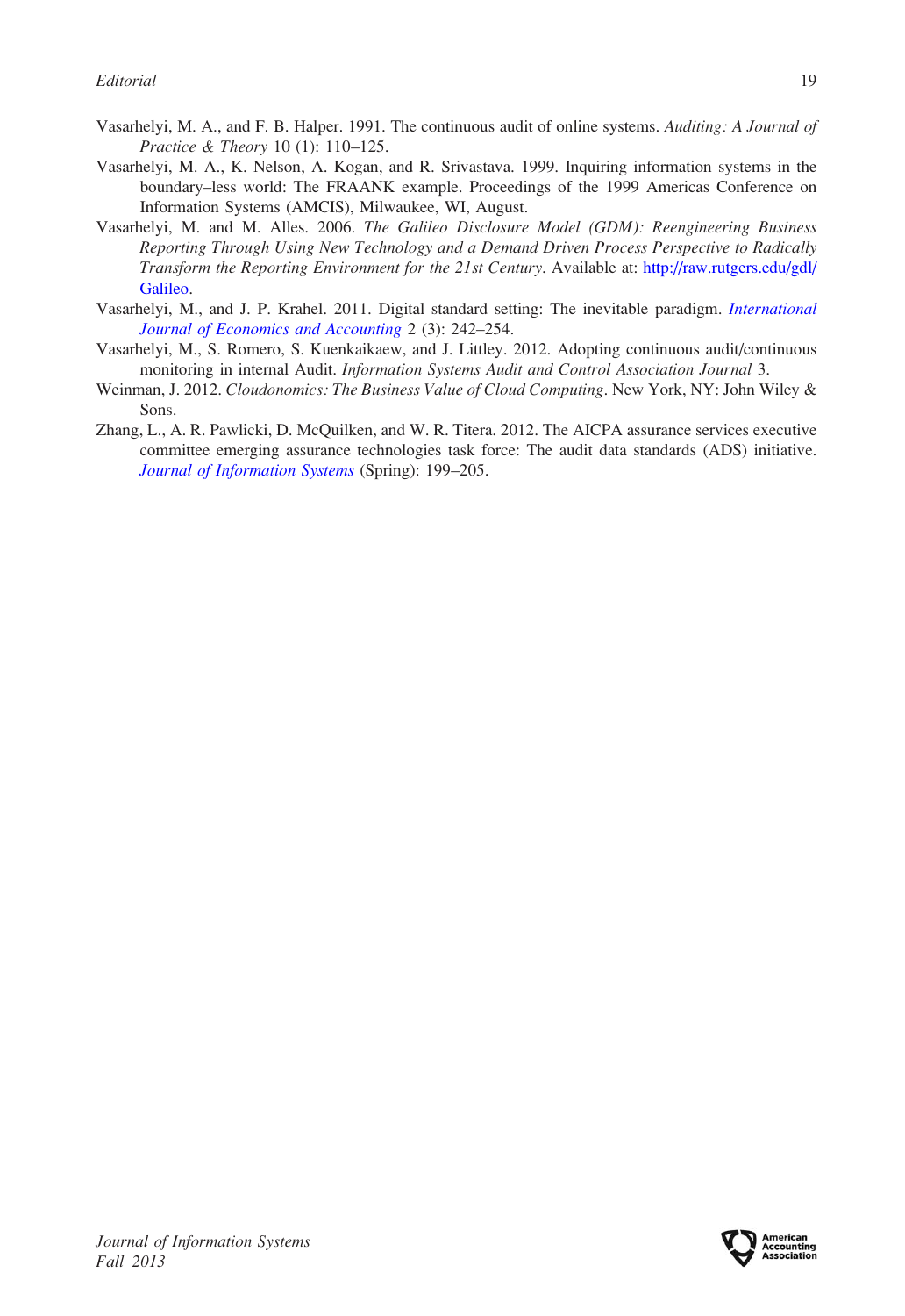Vasarhelyi, M. A., and F. B. Halper. 1991. The continuous audit of online systems. *Auditing: A Journal of Practice & Theory* 10 (1): 110–125.

Vasarhelyi, M. A., K. Nelson, A. Kogan, and R. Srivastava. 1999. Inquiring information systems in the boundary–less world: The FRAANK example. Proceedings of the 1999 Americas Conference on Information Systems (AMCIS), Milwaukee, WI, August.

Vasarhelyi, M. and M. Alles. 2006. *The Galileo Disclosure Model (GDM): Reengineering Business Reporting Through Using New Technology and a Demand Driven Process Perspective to Radically Transform the Reporting Environment for the 21st Century*. Available at: http://raw.rutgers.edu/gdl/Galileo.

Vasarhelyi, M., and J. P. Krahel. 2011. Digital standard setting: The inevitable paradigm. *International Journal of Economics and Accounting* 2 (3): 242–254.

Vasarhelyi, M., S. Romero, S. Kuenkaikaew, and J. Littley. 2012. Adopting continuous audit/continuous monitoring in internal Audit. *Information Systems Audit and Control Association Journal* 3.

Weinman, J. 2012. *Cloudonomics: The Business Value of Cloud Computing*. New York, NY: John Wiley & Sons.

Zhang, L., A. R. Pawlicki, D. McQuilken, and W. R. Titera. 2012. The AICPA assurance services executive committee emerging assurance technologies task force: The audit data standards (ADS) initiative. *Journal of Information Systems* (Spring): 199–205.